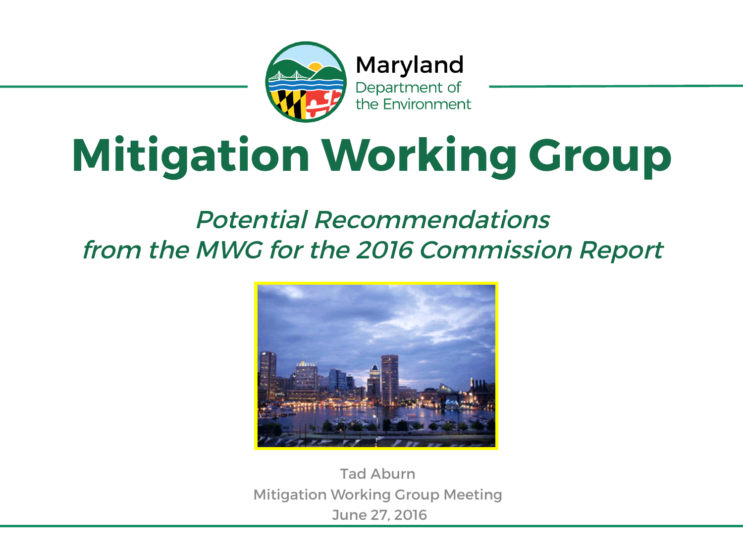Maryland
Department of the Environment

# Mitigation Working Group

*Potential Recommendations from the MWG for the 2016 Commission Report*

Tad Aburn
Mitigation Working Group Meeting
June 27, 2016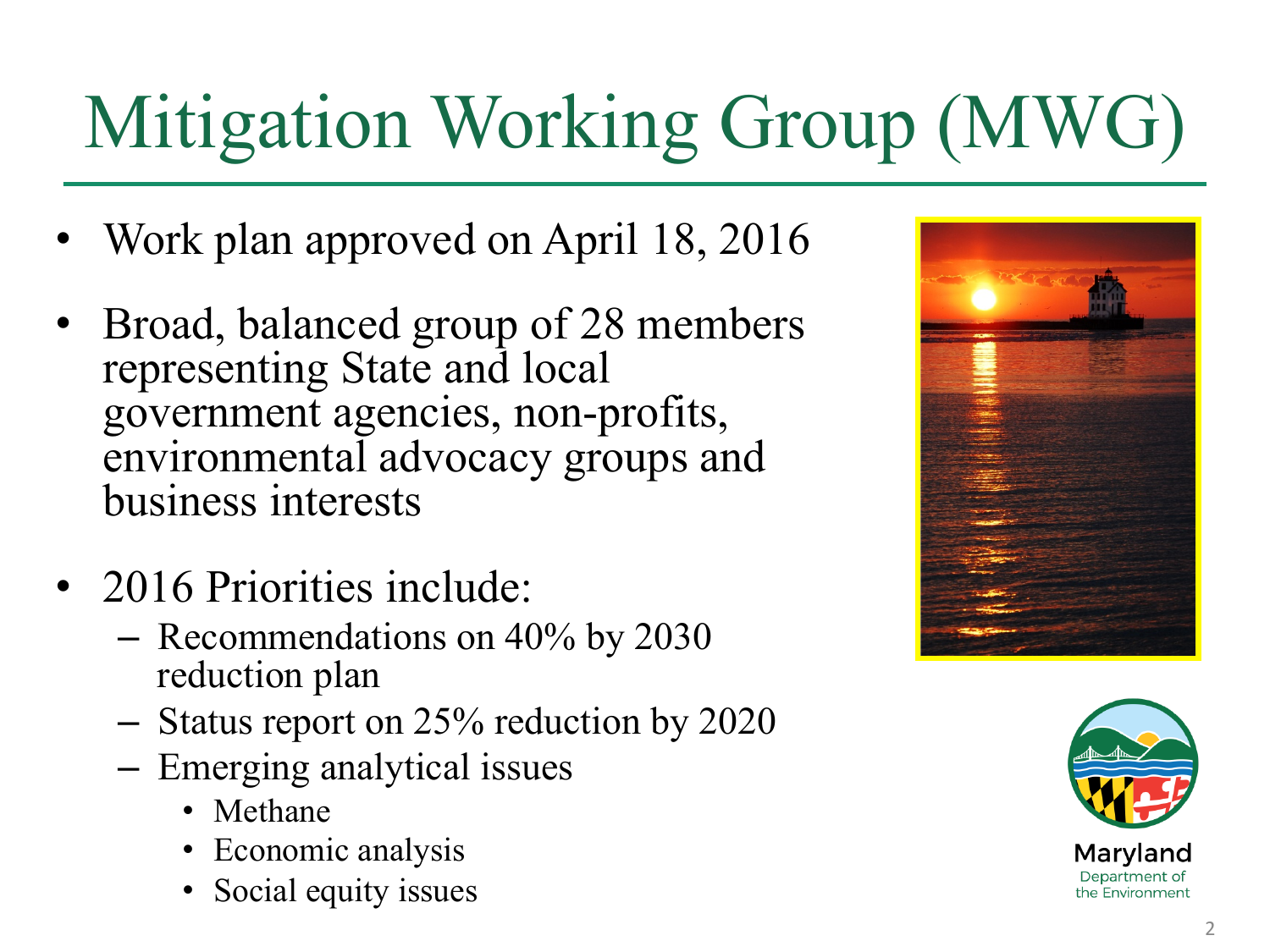# Mitigation Working Group (MWG)

- Work plan approved on April 18, 2016
- Broad, balanced group of 28 members representing State and local government agencies, non-profits, environmental advocacy groups and business interests
- 2016 Priorities include:
  - Recommendations on 40% by 2030 reduction plan
  - Status report on 25% reduction by 2020
  - Emerging analytical issues
    - Methane
    - Economic analysis
    - Social equity issues

Maryland Department of the Environment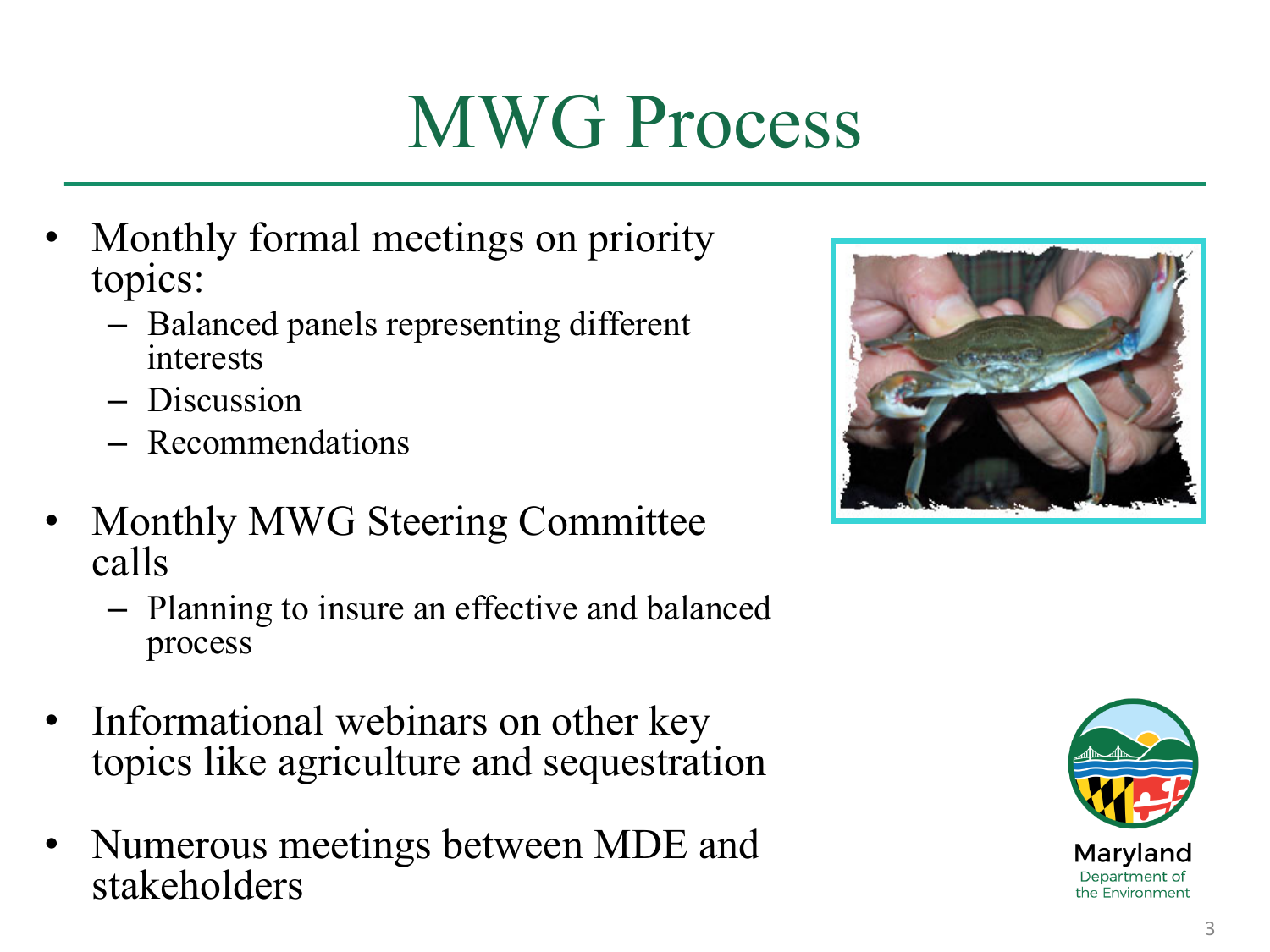# MWG Process

- Monthly formal meetings on priority topics:
  - Balanced panels representing different interests
  - Discussion
  - Recommendations
- Monthly MWG Steering Committee calls
  - Planning to insure an effective and balanced process
- Informational webinars on other key topics like agriculture and sequestration
- Numerous meetings between MDE and stakeholders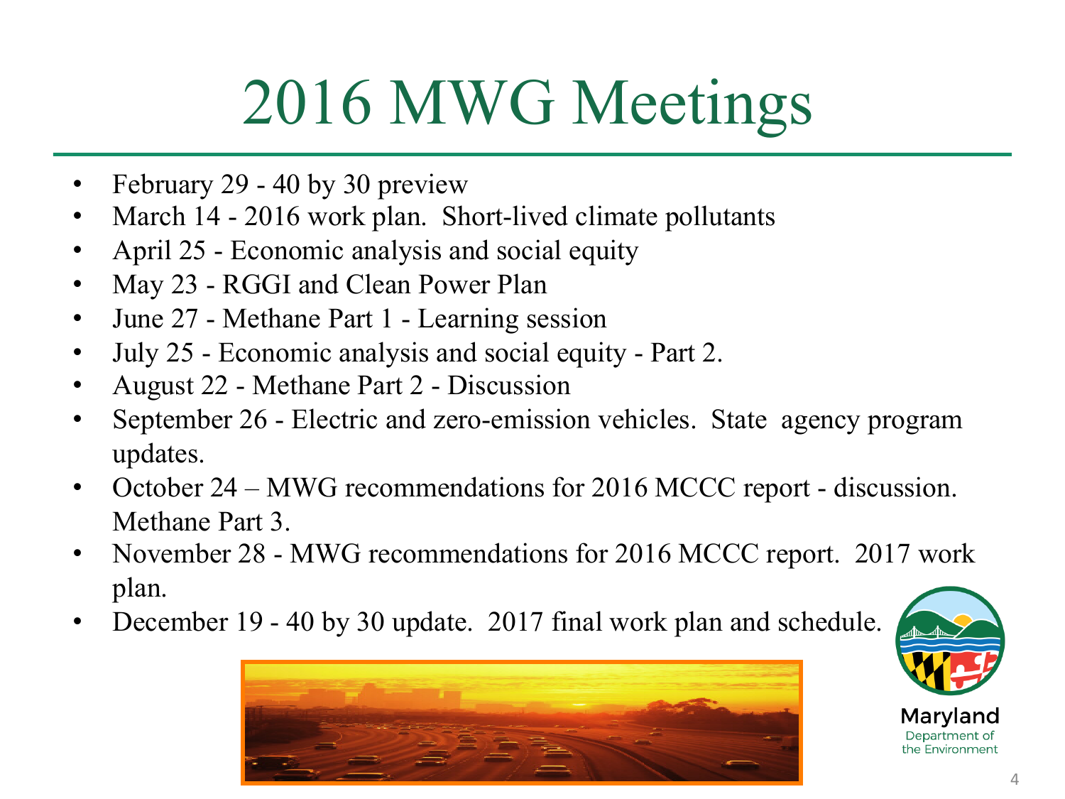# 2016 MWG Meetings

- February 29 - 40 by 30 preview
- March 14 - 2016 work plan.  Short-lived climate pollutants
- April 25 - Economic analysis and social equity
- May 23 - RGGI and Clean Power Plan
- June 27 - Methane Part 1 - Learning session
- July 25 - Economic analysis and social equity - Part 2.
- August 22 - Methane Part 2 - Discussion
- September 26 - Electric and zero-emission vehicles.  State  agency program updates.
- October 24 – MWG recommendations for 2016 MCCC report - discussion. Methane Part 3.
- November 28 - MWG recommendations for 2016 MCCC report.  2017 work plan.
- December 19 - 40 by 30 update.  2017 final work plan and schedule.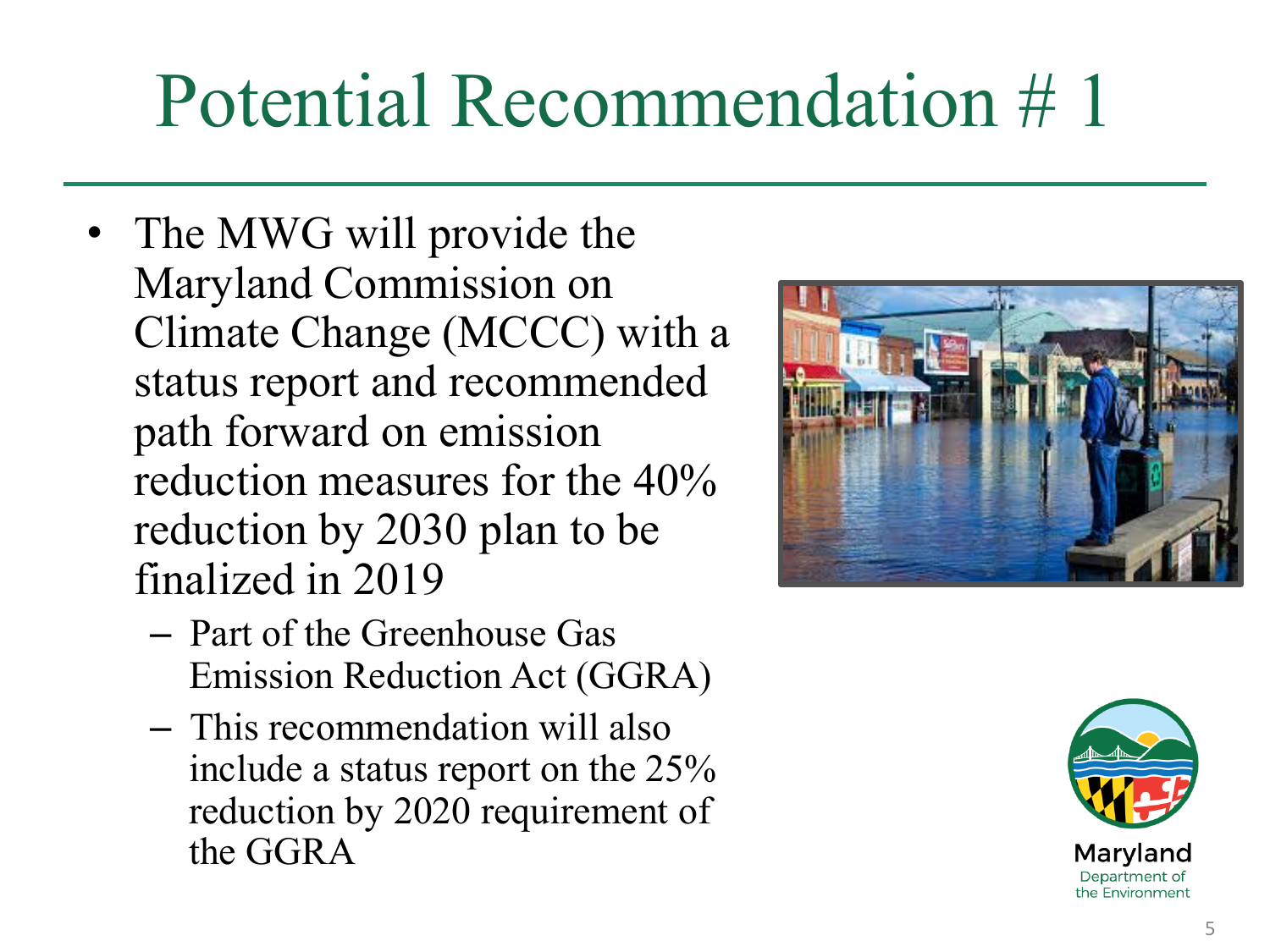# Potential Recommendation # 1

- The MWG will provide the Maryland Commission on Climate Change (MCCC) with a status report and recommended path forward on emission reduction measures for the 40% reduction by 2030 plan to be finalized in 2019
  - Part of the Greenhouse Gas Emission Reduction Act (GGRA)
  - This recommendation will also include a status report on the 25% reduction by 2020 requirement of the GGRA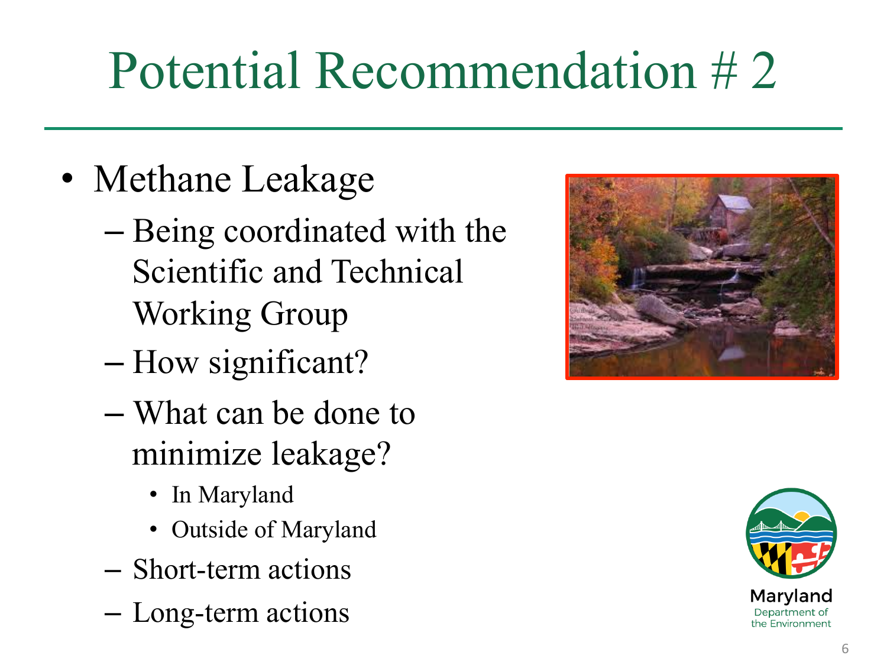# Potential Recommendation # 2

- Methane Leakage
  - Being coordinated with the Scientific and Technical Working Group
  - How significant?
  - What can be done to minimize leakage?
    - In Maryland
    - Outside of Maryland
  - Short-term actions
  - Long-term actions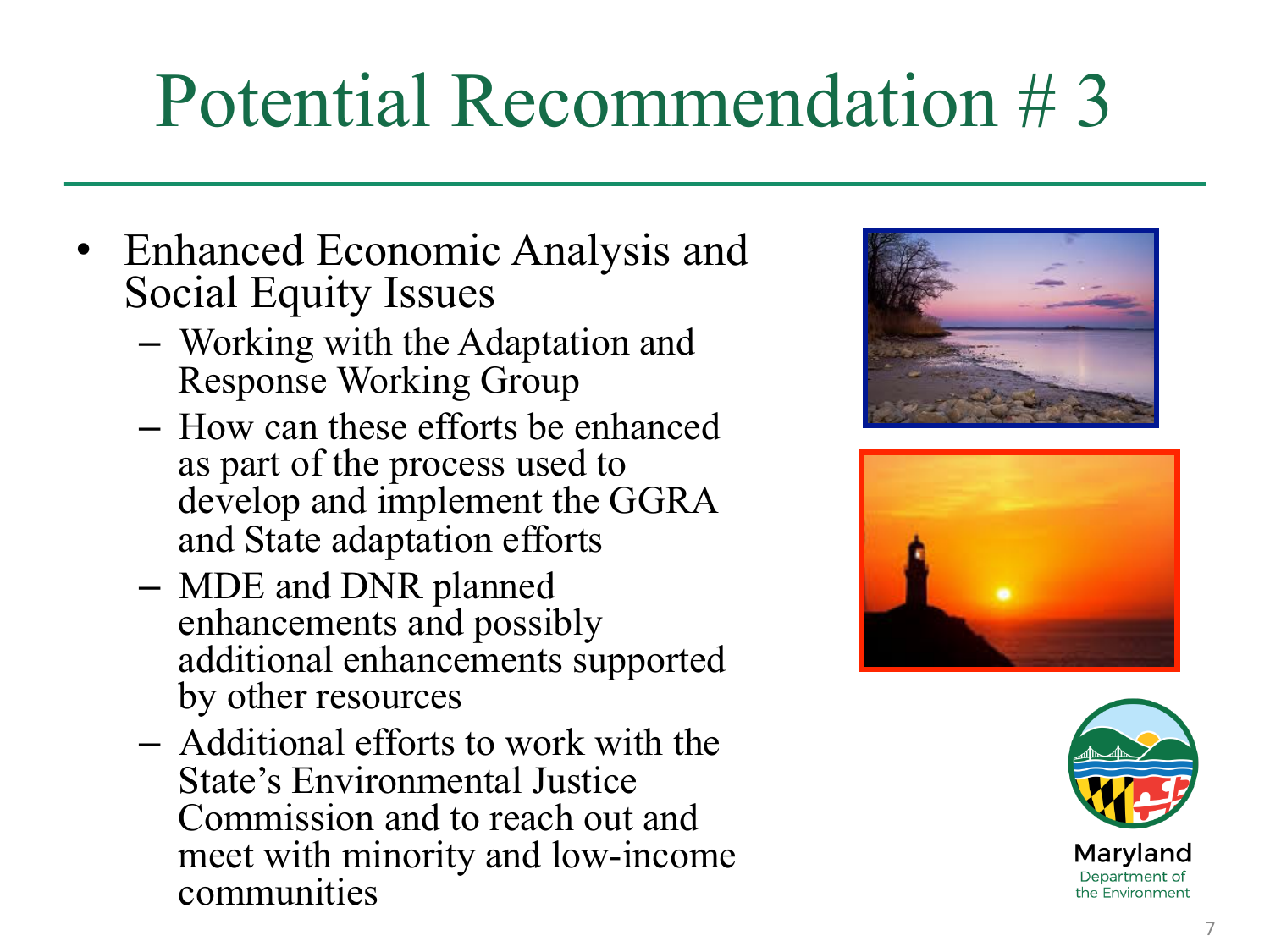# Potential Recommendation # 3

- Enhanced Economic Analysis and Social Equity Issues
  - Working with the Adaptation and Response Working Group
  - How can these efforts be enhanced as part of the process used to develop and implement the GGRA and State adaptation efforts
  - MDE and DNR planned enhancements and possibly additional enhancements supported by other resources
  - Additional efforts to work with the State's Environmental Justice Commission and to reach out and meet with minority and low-income communities

Maryland Department of the Environment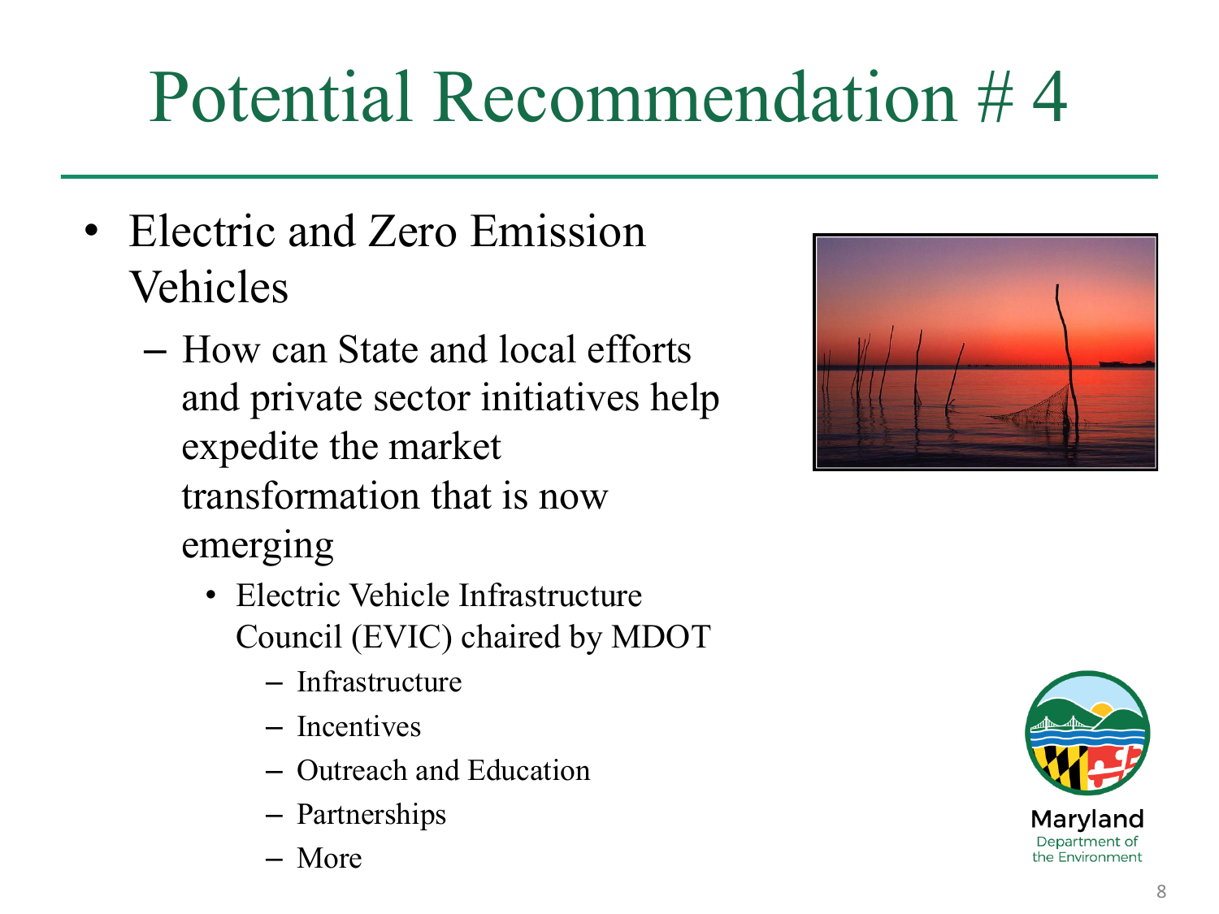# Potential Recommendation # 4

- Electric and Zero Emission Vehicles
  - How can State and local efforts and private sector initiatives help expedite the market transformation that is now emerging
    - Electric Vehicle Infrastructure Council (EVIC) chaired by MDOT
      - Infrastructure
      - Incentives
      - Outreach and Education
      - Partnerships
      - More

Maryland Department of the Environment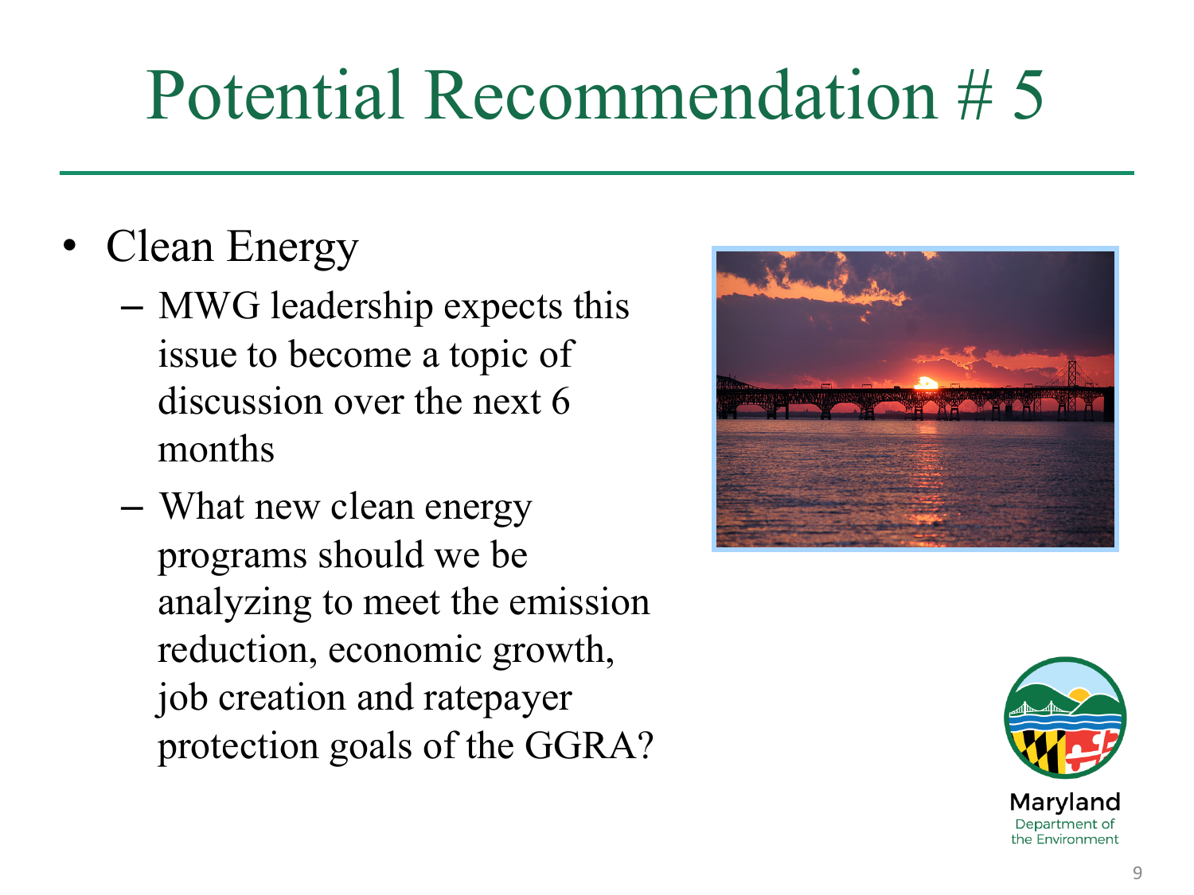# Potential Recommendation # 5

- Clean Energy
  - MWG leadership expects this issue to become a topic of discussion over the next 6 months
  - What new clean energy programs should we be analyzing to meet the emission reduction, economic growth, job creation and ratepayer protection goals of the GGRA?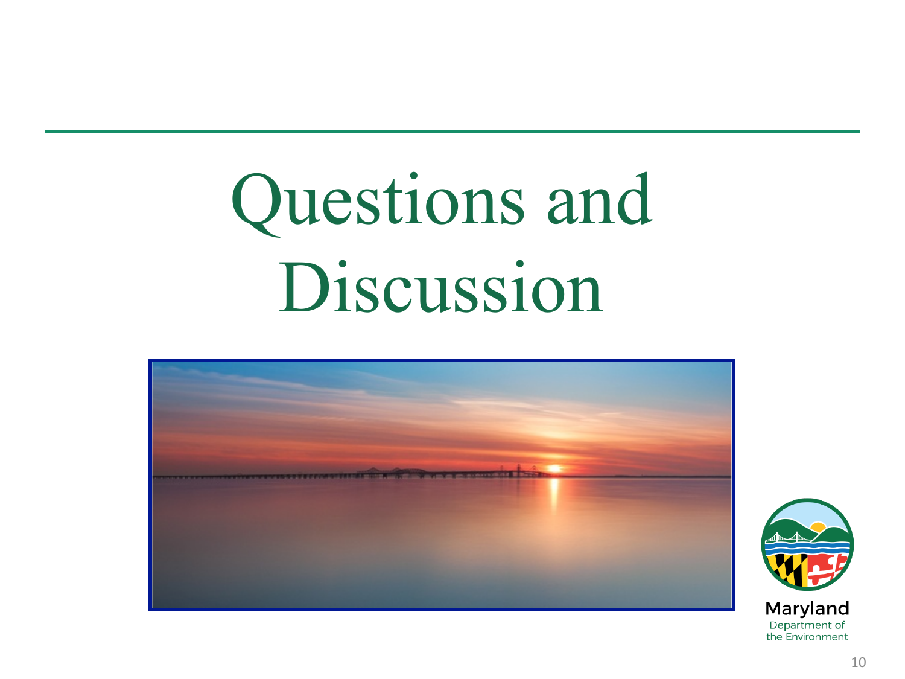# Questions and Discussion

Maryland
Department of
the Environment